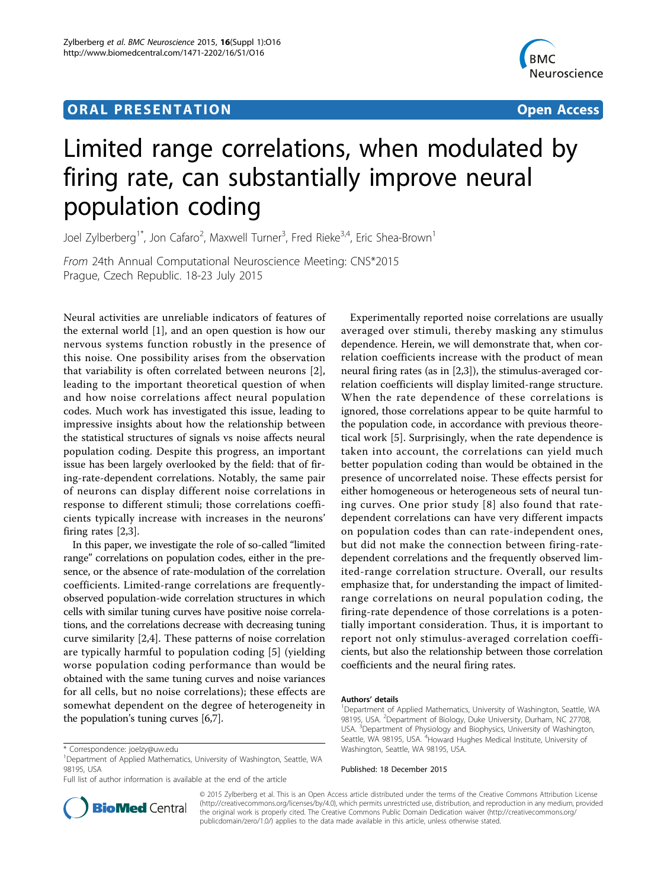**ORAL PRESENTATION** **Open Access**

# Limited range correlations, when modulated by firing rate, can substantially improve neural population coding

Joel Zylberberg[1*], Jon Cafaro[2], Maxwell Turner[3], Fred Rieke[3,4], Eric Shea-Brown[1]

*From* 24th Annual Computational Neuroscience Meeting: CNS*2015
Prague, Czech Republic. 18-23 July 2015

Neural activities are unreliable indicators of features of the external world [1], and an open question is how our nervous systems function robustly in the presence of this noise. One possibility arises from the observation that variability is often correlated between neurons [2], leading to the important theoretical question of when and how noise correlations affect neural population codes. Much work has investigated this issue, leading to impressive insights about how the relationship between the statistical structures of signals vs noise affects neural population coding. Despite this progress, an important issue has been largely overlooked by the field: that of firing-rate-dependent correlations. Notably, the same pair of neurons can display different noise correlations in response to different stimuli; those correlations coefficients typically increase with increases in the neurons' firing rates [2,3].

In this paper, we investigate the role of so-called "limited range" correlations on population codes, either in the presence, or the absence of rate-modulation of the correlation coefficients. Limited-range correlations are frequently-observed population-wide correlation structures in which cells with similar tuning curves have positive noise correlations, and the correlations decrease with decreasing tuning curve similarity [2,4]. These patterns of noise correlation are typically harmful to population coding [5] (yielding worse population coding performance than would be obtained with the same tuning curves and noise variances for all cells, but no noise correlations); these effects are somewhat dependent on the degree of heterogeneity in the population's tuning curves [6,7].

Experimentally reported noise correlations are usually averaged over stimuli, thereby masking any stimulus dependence. Herein, we will demonstrate that, when correlation coefficients increase with the product of mean neural firing rates (as in [2,3]), the stimulus-averaged correlation coefficients will display limited-range structure. When the rate dependence of these correlations is ignored, those correlations appear to be quite harmful to the population code, in accordance with previous theoretical work [5]. Surprisingly, when the rate dependence is taken into account, the correlations can yield much better population coding than would be obtained in the presence of uncorrelated noise. These effects persist for either homogeneous or heterogeneous sets of neural tuning curves. One prior study [8] also found that rate-dependent correlations can have very different impacts on population codes than can rate-independent ones, but did not make the connection between firing-rate-dependent correlations and the frequently observed limited-range correlation structure. Overall, our results emphasize that, for understanding the impact of limited-range correlations on neural population coding, the firing-rate dependence of those correlations is a potentially important consideration. Thus, it is important to report not only stimulus-averaged correlation coefficients, but also the relationship between those correlation coefficients and the neural firing rates.

#### Authors' details

[1]Department of Applied Mathematics, University of Washington, Seattle, WA 98195, USA. [2]Department of Biology, Duke University, Durham, NC 27708, USA. [3]Department of Physiology and Biophysics, University of Washington, Seattle, WA 98195, USA. [4]Howard Hughes Medical Institute, University of Washington, Seattle, WA 98195, USA.

Published: 18 December 2015

\* Correspondence: joelzy@uw.edu
[1]Department of Applied Mathematics, University of Washington, Seattle, WA 98195, USA
Full list of author information is available at the end of the article

© 2015 Zylberberg et al. This is an Open Access article distributed under the terms of the Creative Commons Attribution License (http://creativecommons.org/licenses/by/4.0), which permits unrestricted use, distribution, and reproduction in any medium, provided the original work is properly cited. The Creative Commons Public Domain Dedication waiver (http://creativecommons.org/publicdomain/zero/1.0/) applies to the data made available in this article, unless otherwise stated.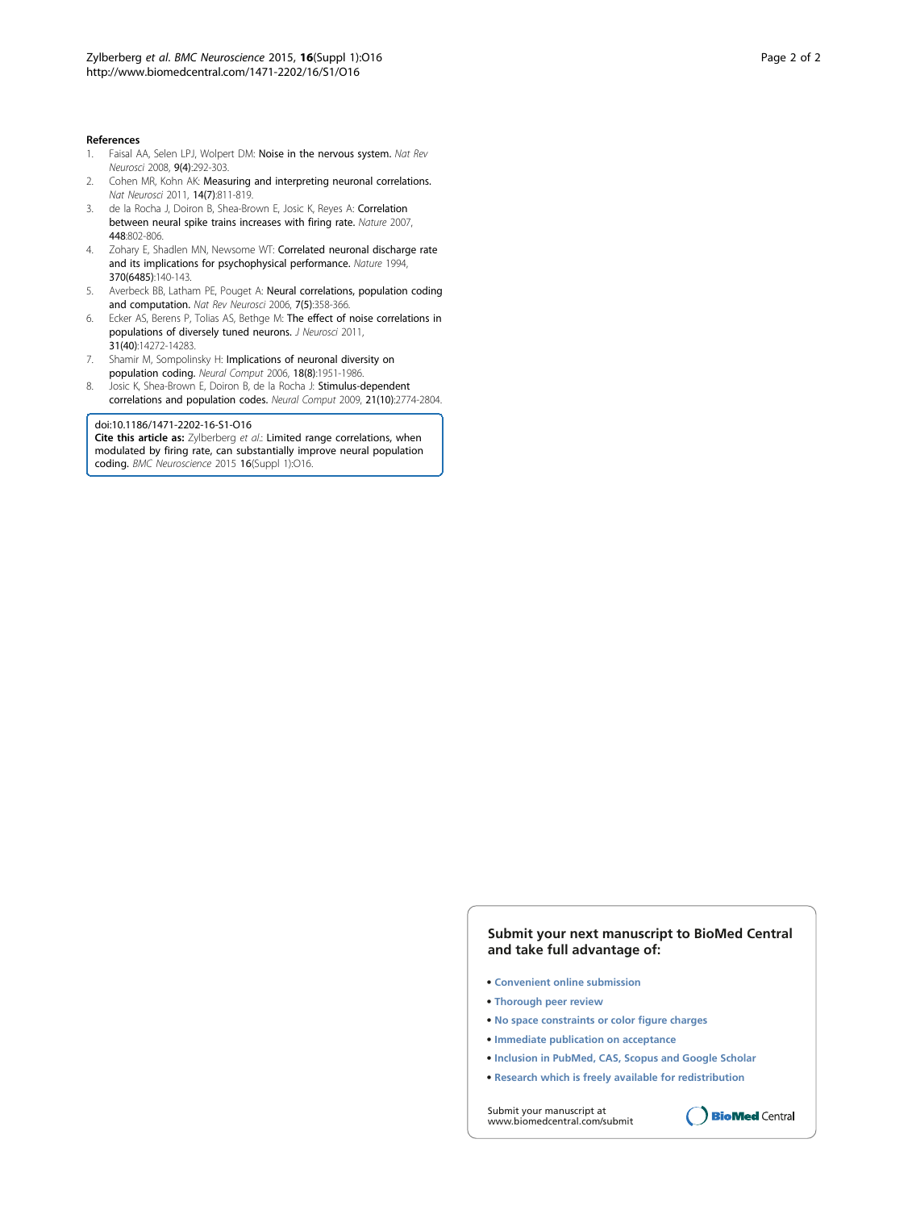## References

1. Faisal AA, Selen LPJ, Wolpert DM: **Noise in the nervous system.** *Nat Rev Neurosci* 2008, **9(4)**:292-303.
2. Cohen MR, Kohn AK: **Measuring and interpreting neuronal correlations.** *Nat Neurosci* 2011, **14(7)**:811-819.
3. de la Rocha J, Doiron B, Shea-Brown E, Josic K, Reyes A: **Correlation between neural spike trains increases with firing rate.** *Nature* 2007, **448**:802-806.
4. Zohary E, Shadlen MN, Newsome WT: **Correlated neuronal discharge rate and its implications for psychophysical performance.** *Nature* 1994, **370(6485)**:140-143.
5. Averbeck BB, Latham PE, Pouget A: **Neural correlations, population coding and computation.** *Nat Rev Neurosci* 2006, **7(5)**:358-366.
6. Ecker AS, Berens P, Tolias AS, Bethge M: **The effect of noise correlations in populations of diversely tuned neurons.** *J Neurosci* 2011, **31(40)**:14272-14283.
7. Shamir M, Sompolinsky H: **Implications of neuronal diversity on population coding.** *Neural Comput* 2006, **18(8)**:1951-1986.
8. Josic K, Shea-Brown E, Doiron B, de la Rocha J: **Stimulus-dependent correlations and population codes.** *Neural Comput* 2009, **21(10)**:2774-2804.

doi:10.1186/1471-2202-16-S1-O16

**Cite this article as:** Zylberberg *et al.*: Limited range correlations, when modulated by firing rate, can substantially improve neural population coding. *BMC Neuroscience* 2015 **16**(Suppl 1):O16.

**Submit your next manuscript to BioMed Central and take full advantage of:**

- **Convenient online submission**
- **Thorough peer review**
- **No space constraints or color figure charges**
- **Immediate publication on acceptance**
- **Inclusion in PubMed, CAS, Scopus and Google Scholar**
- **Research which is freely available for redistribution**

Submit your manuscript at
www.biomedcentral.com/submit

BioMed Central